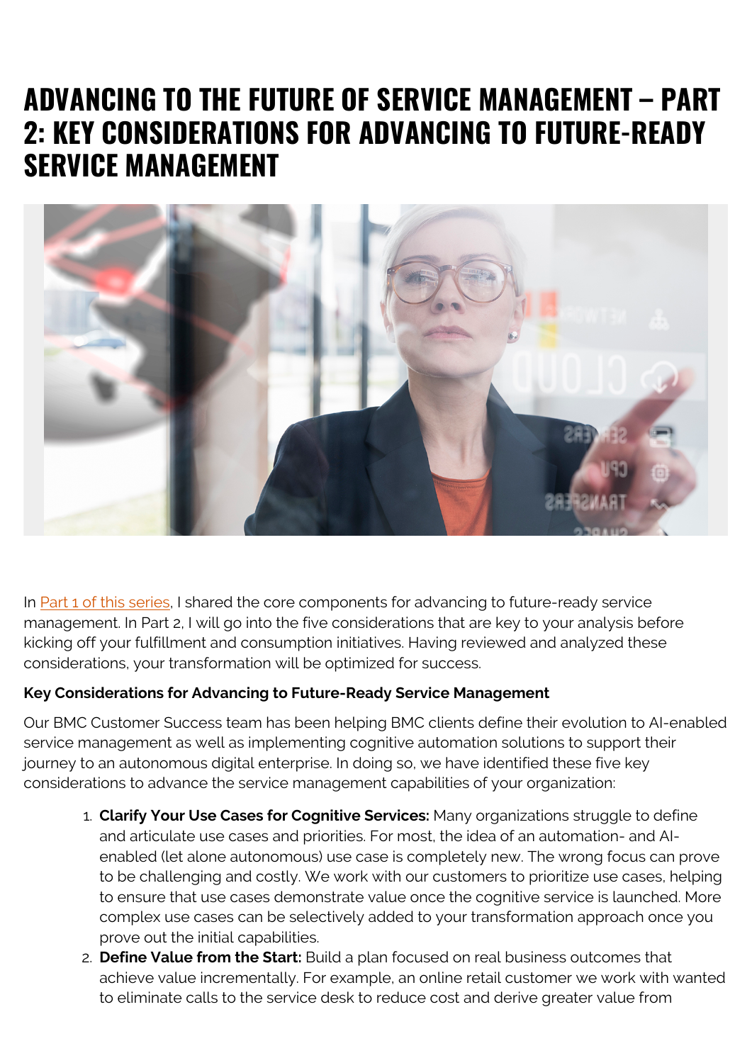# ADVANCING TO THE FUTURE OF SERVICE MANAGEMENT – PART 2: KEY CONSIDERATIONS FOR ADVANCING TO FUTURE-READY SERVICE MANAGEMENT

In Part 1 of this series, I shared the core components for advancing to future-ready service management. In Part 2, I will go into the five considerations that are key to your analysis before kicking off your fulfillment and consumption initiatives. Having reviewed and analyzed these considerations, your transformation will be optimized for success.

**Key Considerations for Advancing to Future-Ready Service Management**

Our BMC Customer Success team has been helping BMC clients define their evolution to AI-enabled service management as well as implementing cognitive automation solutions to support their journey to an autonomous digital enterprise. In doing so, we have identified these five key considerations to advance the service management capabilities of your organization:

1. **Clarify Your Use Cases for Cognitive Services:** Many organizations struggle to define and articulate use cases and priorities. For most, the idea of an automation- and AI-enabled (let alone autonomous) use case is completely new. The wrong focus can prove to be challenging and costly. We work with our customers to prioritize use cases, helping to ensure that use cases demonstrate value once the cognitive service is launched. More complex use cases can be selectively added to your transformation approach once you prove out the initial capabilities.
2. **Define Value from the Start:** Build a plan focused on real business outcomes that achieve value incrementally. For example, an online retail customer we work with wanted to eliminate calls to the service desk to reduce cost and derive greater value from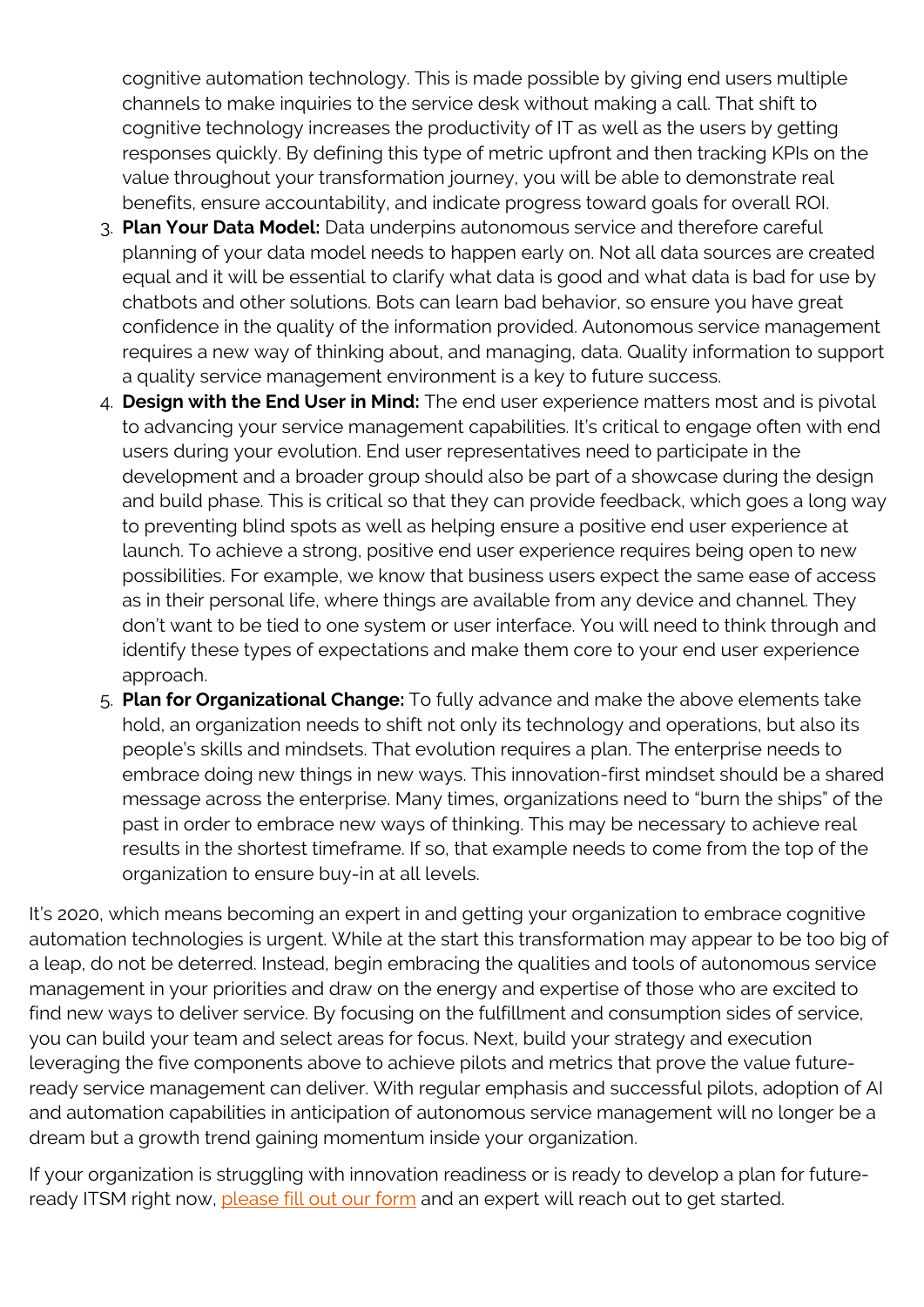cognitive automation technology. This is made possible by giving end users multiple channels to make inquiries to the service desk without making a call. That shift to cognitive technology increases the productivity of IT as well as the users by getting responses quickly. By defining this type of metric upfront and then tracking KPIs on the value throughout your transformation journey, you will be able to demonstrate real benefits, ensure accountability, and indicate progress toward goals for overall ROI.

3. **Plan Your Data Model:** Data underpins autonomous service and therefore careful planning of your data model needs to happen early on. Not all data sources are created equal and it will be essential to clarify what data is good and what data is bad for use by chatbots and other solutions. Bots can learn bad behavior, so ensure you have great confidence in the quality of the information provided. Autonomous service management requires a new way of thinking about, and managing, data. Quality information to support a quality service management environment is a key to future success.
4. **Design with the End User in Mind:** The end user experience matters most and is pivotal to advancing your service management capabilities. It's critical to engage often with end users during your evolution. End user representatives need to participate in the development and a broader group should also be part of a showcase during the design and build phase. This is critical so that they can provide feedback, which goes a long way to preventing blind spots as well as helping ensure a positive end user experience at launch. To achieve a strong, positive end user experience requires being open to new possibilities. For example, we know that business users expect the same ease of access as in their personal life, where things are available from any device and channel. They don't want to be tied to one system or user interface. You will need to think through and identify these types of expectations and make them core to your end user experience approach.
5. **Plan for Organizational Change:** To fully advance and make the above elements take hold, an organization needs to shift not only its technology and operations, but also its people's skills and mindsets. That evolution requires a plan. The enterprise needs to embrace doing new things in new ways. This innovation-first mindset should be a shared message across the enterprise. Many times, organizations need to "burn the ships" of the past in order to embrace new ways of thinking. This may be necessary to achieve real results in the shortest timeframe. If so, that example needs to come from the top of the organization to ensure buy-in at all levels.

It's 2020, which means becoming an expert in and getting your organization to embrace cognitive automation technologies is urgent. While at the start this transformation may appear to be too big of a leap, do not be deterred. Instead, begin embracing the qualities and tools of autonomous service management in your priorities and draw on the energy and expertise of those who are excited to find new ways to deliver service. By focusing on the fulfillment and consumption sides of service, you can build your team and select areas for focus. Next, build your strategy and execution leveraging the five components above to achieve pilots and metrics that prove the value future-ready service management can deliver. With regular emphasis and successful pilots, adoption of AI and automation capabilities in anticipation of autonomous service management will no longer be a dream but a growth trend gaining momentum inside your organization.

If your organization is struggling with innovation readiness or is ready to develop a plan for future-ready ITSM right now, please fill out our form and an expert will reach out to get started.